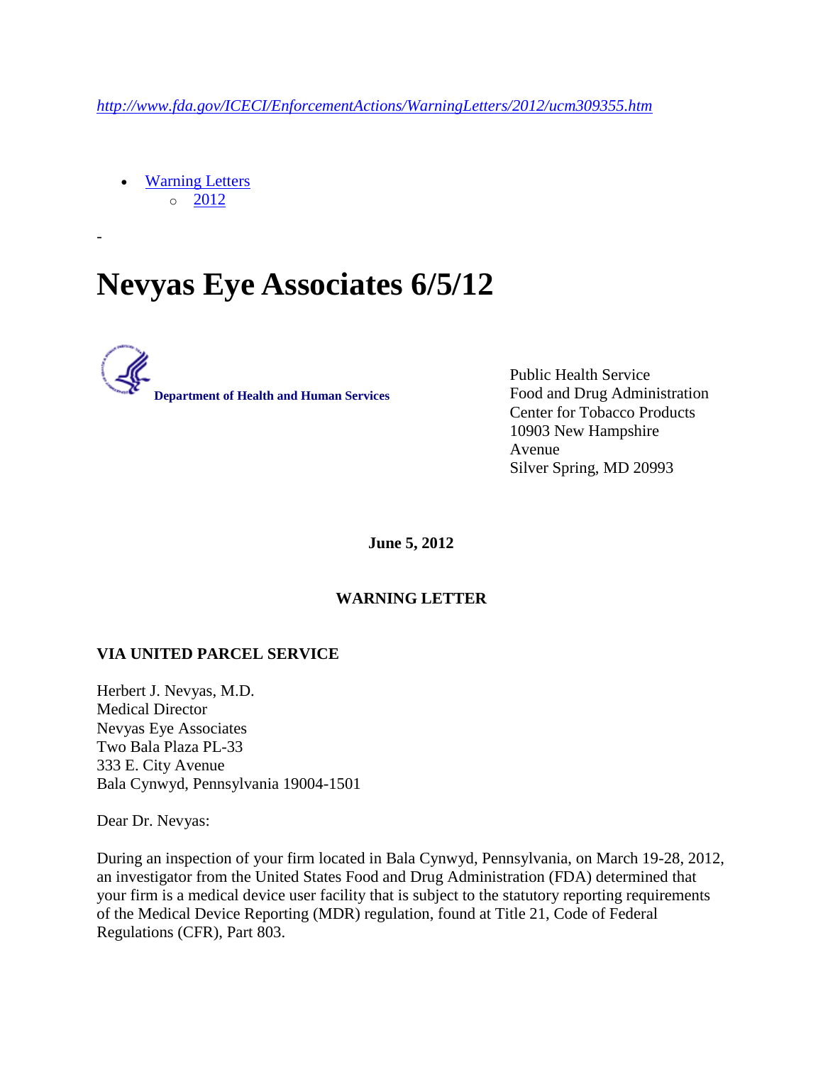*http://www.fda.gov/ICECI/EnforcementActions/WarningLetters/2012/ucm309355.htm*

- Warning Letters
  - 2012

-

# Nevyas Eye Associates 6/5/12

**Department of Health and Human Services**

Public Health Service
Food and Drug Administration
Center for Tobacco Products
10903 New Hampshire Avenue
Silver Spring, MD 20993

**June 5, 2012**

**WARNING LETTER**

**VIA UNITED PARCEL SERVICE**

Herbert J. Nevyas, M.D.
Medical Director
Nevyas Eye Associates
Two Bala Plaza PL-33
333 E. City Avenue
Bala Cynwyd, Pennsylvania 19004-1501

Dear Dr. Nevyas:

During an inspection of your firm located in Bala Cynwyd, Pennsylvania, on March 19-28, 2012, an investigator from the United States Food and Drug Administration (FDA) determined that your firm is a medical device user facility that is subject to the statutory reporting requirements of the Medical Device Reporting (MDR) regulation, found at Title 21, Code of Federal Regulations (CFR), Part 803.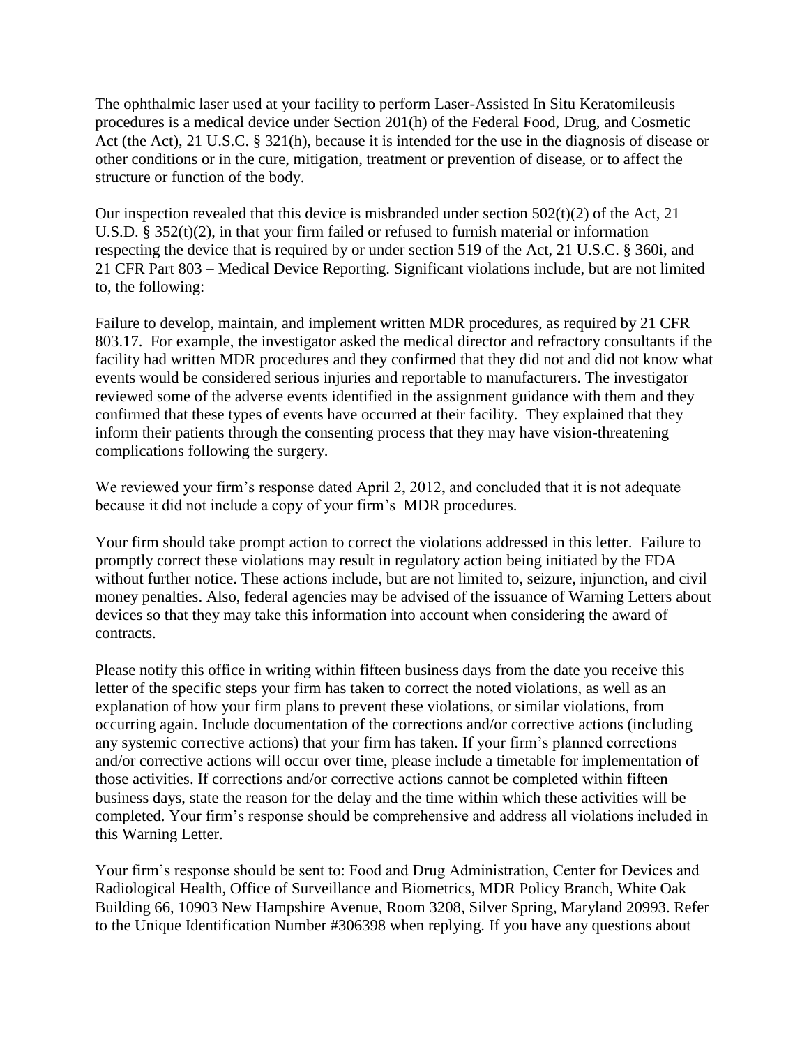The ophthalmic laser used at your facility to perform Laser-Assisted In Situ Keratomileusis procedures is a medical device under Section 201(h) of the Federal Food, Drug, and Cosmetic Act (the Act), 21 U.S.C. § 321(h), because it is intended for the use in the diagnosis of disease or other conditions or in the cure, mitigation, treatment or prevention of disease, or to affect the structure or function of the body.

Our inspection revealed that this device is misbranded under section 502(t)(2) of the Act, 21 U.S.D. § 352(t)(2), in that your firm failed or refused to furnish material or information respecting the device that is required by or under section 519 of the Act, 21 U.S.C. § 360i, and 21 CFR Part 803 – Medical Device Reporting. Significant violations include, but are not limited to, the following:

Failure to develop, maintain, and implement written MDR procedures, as required by 21 CFR 803.17. For example, the investigator asked the medical director and refractory consultants if the facility had written MDR procedures and they confirmed that they did not and did not know what events would be considered serious injuries and reportable to manufacturers. The investigator reviewed some of the adverse events identified in the assignment guidance with them and they confirmed that these types of events have occurred at their facility. They explained that they inform their patients through the consenting process that they may have vision-threatening complications following the surgery.

We reviewed your firm's response dated April 2, 2012, and concluded that it is not adequate because it did not include a copy of your firm's MDR procedures.

Your firm should take prompt action to correct the violations addressed in this letter. Failure to promptly correct these violations may result in regulatory action being initiated by the FDA without further notice. These actions include, but are not limited to, seizure, injunction, and civil money penalties. Also, federal agencies may be advised of the issuance of Warning Letters about devices so that they may take this information into account when considering the award of contracts.

Please notify this office in writing within fifteen business days from the date you receive this letter of the specific steps your firm has taken to correct the noted violations, as well as an explanation of how your firm plans to prevent these violations, or similar violations, from occurring again. Include documentation of the corrections and/or corrective actions (including any systemic corrective actions) that your firm has taken. If your firm's planned corrections and/or corrective actions will occur over time, please include a timetable for implementation of those activities. If corrections and/or corrective actions cannot be completed within fifteen business days, state the reason for the delay and the time within which these activities will be completed. Your firm's response should be comprehensive and address all violations included in this Warning Letter.

Your firm's response should be sent to: Food and Drug Administration, Center for Devices and Radiological Health, Office of Surveillance and Biometrics, MDR Policy Branch, White Oak Building 66, 10903 New Hampshire Avenue, Room 3208, Silver Spring, Maryland 20993. Refer to the Unique Identification Number #306398 when replying. If you have any questions about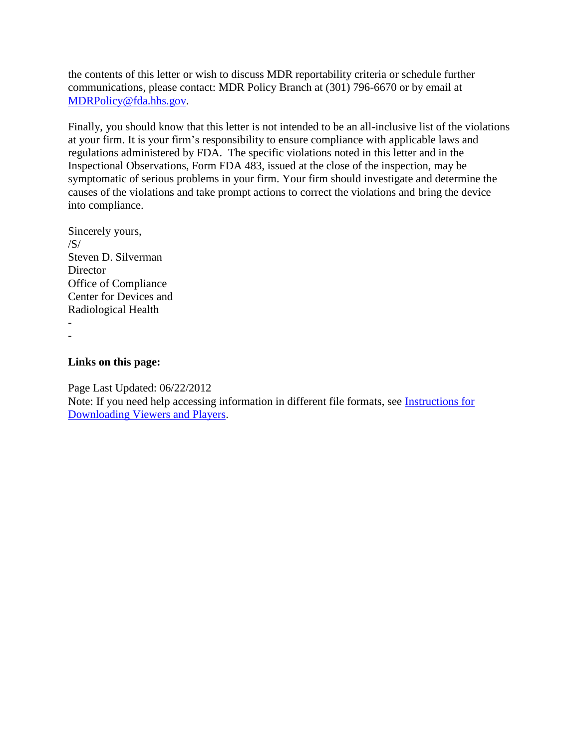the contents of this letter or wish to discuss MDR reportability criteria or schedule further communications, please contact: MDR Policy Branch at (301) 796-6670 or by email at MDRPolicy@fda.hhs.gov.

Finally, you should know that this letter is not intended to be an all-inclusive list of the violations at your firm. It is your firm's responsibility to ensure compliance with applicable laws and regulations administered by FDA. The specific violations noted in this letter and in the Inspectional Observations, Form FDA 483, issued at the close of the inspection, may be symptomatic of serious problems in your firm. Your firm should investigate and determine the causes of the violations and take prompt actions to correct the violations and bring the device into compliance.

Sincerely yours,  
/S/  
Steven D. Silverman  
Director  
Office of Compliance  
Center for Devices and  
Radiological Health  
-  
-

**Links on this page:**

Page Last Updated: 06/22/2012  
Note: If you need help accessing information in different file formats, see Instructions for Downloading Viewers and Players.